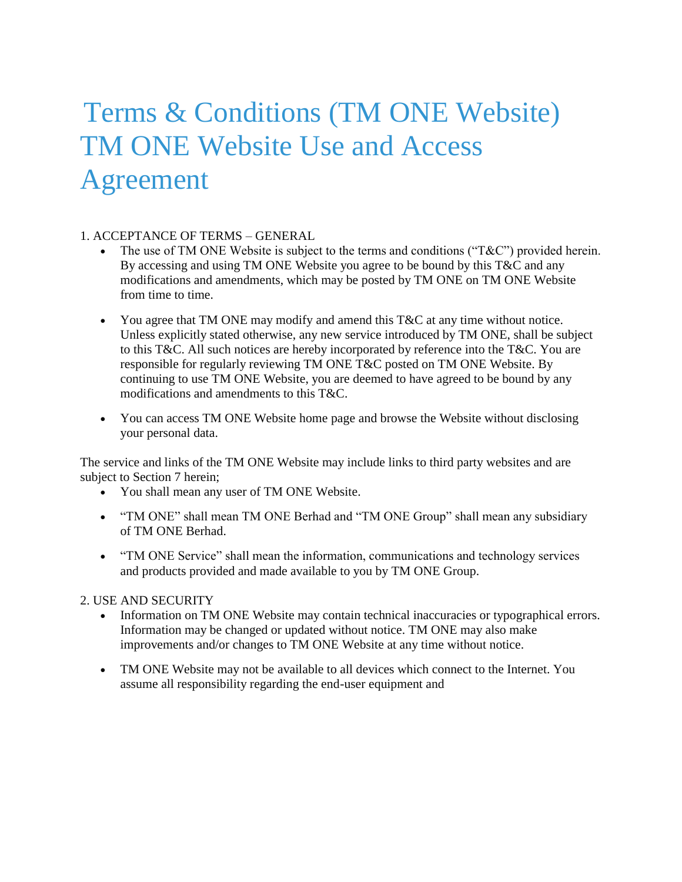# Terms & Conditions (TM ONE Website) TM ONE Website Use and Access Agreement

1. ACCEPTANCE OF TERMS – GENERAL

- The use of TM ONE Website is subject to the terms and conditions ("T&C") provided herein. By accessing and using TM ONE Website you agree to be bound by this T&C and any modifications and amendments, which may be posted by TM ONE on TM ONE Website from time to time.
- You agree that TM ONE may modify and amend this T&C at any time without notice. Unless explicitly stated otherwise, any new service introduced by TM ONE, shall be subject to this T&C. All such notices are hereby incorporated by reference into the T&C. You are responsible for regularly reviewing TM ONE T&C posted on TM ONE Website. By continuing to use TM ONE Website, you are deemed to have agreed to be bound by any modifications and amendments to this T&C.
- You can access TM ONE Website home page and browse the Website without disclosing your personal data.

The service and links of the TM ONE Website may include links to third party websites and are subject to Section 7 herein;

- You shall mean any user of TM ONE Website.
- "TM ONE" shall mean TM ONE Berhad and "TM ONE Group" shall mean any subsidiary of TM ONE Berhad.
- "TM ONE Service" shall mean the information, communications and technology services and products provided and made available to you by TM ONE Group.

2. USE AND SECURITY

- Information on TM ONE Website may contain technical inaccuracies or typographical errors. Information may be changed or updated without notice. TM ONE may also make improvements and/or changes to TM ONE Website at any time without notice.
- TM ONE Website may not be available to all devices which connect to the Internet. You assume all responsibility regarding the end-user equipment and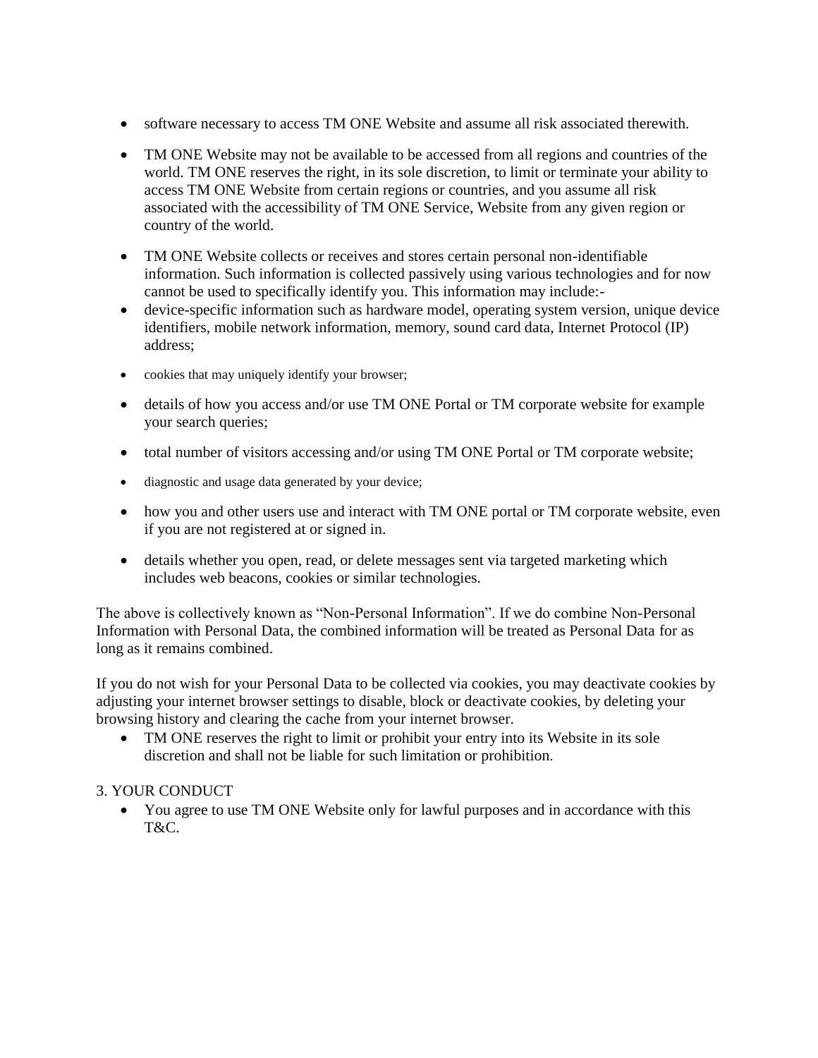- software necessary to access TM ONE Website and assume all risk associated therewith.
- TM ONE Website may not be available to be accessed from all regions and countries of the world. TM ONE reserves the right, in its sole discretion, to limit or terminate your ability to access TM ONE Website from certain regions or countries, and you assume all risk associated with the accessibility of TM ONE Service, Website from any given region or country of the world.
- TM ONE Website collects or receives and stores certain personal non-identifiable information. Such information is collected passively using various technologies and for now cannot be used to specifically identify you. This information may include:-
- device-specific information such as hardware model, operating system version, unique device identifiers, mobile network information, memory, sound card data, Internet Protocol (IP) address;
- cookies that may uniquely identify your browser;
- details of how you access and/or use TM ONE Portal or TM corporate website for example your search queries;
- total number of visitors accessing and/or using TM ONE Portal or TM corporate website;
- diagnostic and usage data generated by your device;
- how you and other users use and interact with TM ONE portal or TM corporate website, even if you are not registered at or signed in.
- details whether you open, read, or delete messages sent via targeted marketing which includes web beacons, cookies or similar technologies.

The above is collectively known as "Non-Personal Information". If we do combine Non-Personal Information with Personal Data, the combined information will be treated as Personal Data for as long as it remains combined.

If you do not wish for your Personal Data to be collected via cookies, you may deactivate cookies by adjusting your internet browser settings to disable, block or deactivate cookies, by deleting your browsing history and clearing the cache from your internet browser.

- TM ONE reserves the right to limit or prohibit your entry into its Website in its sole discretion and shall not be liable for such limitation or prohibition.

3. YOUR CONDUCT

- You agree to use TM ONE Website only for lawful purposes and in accordance with this T&C.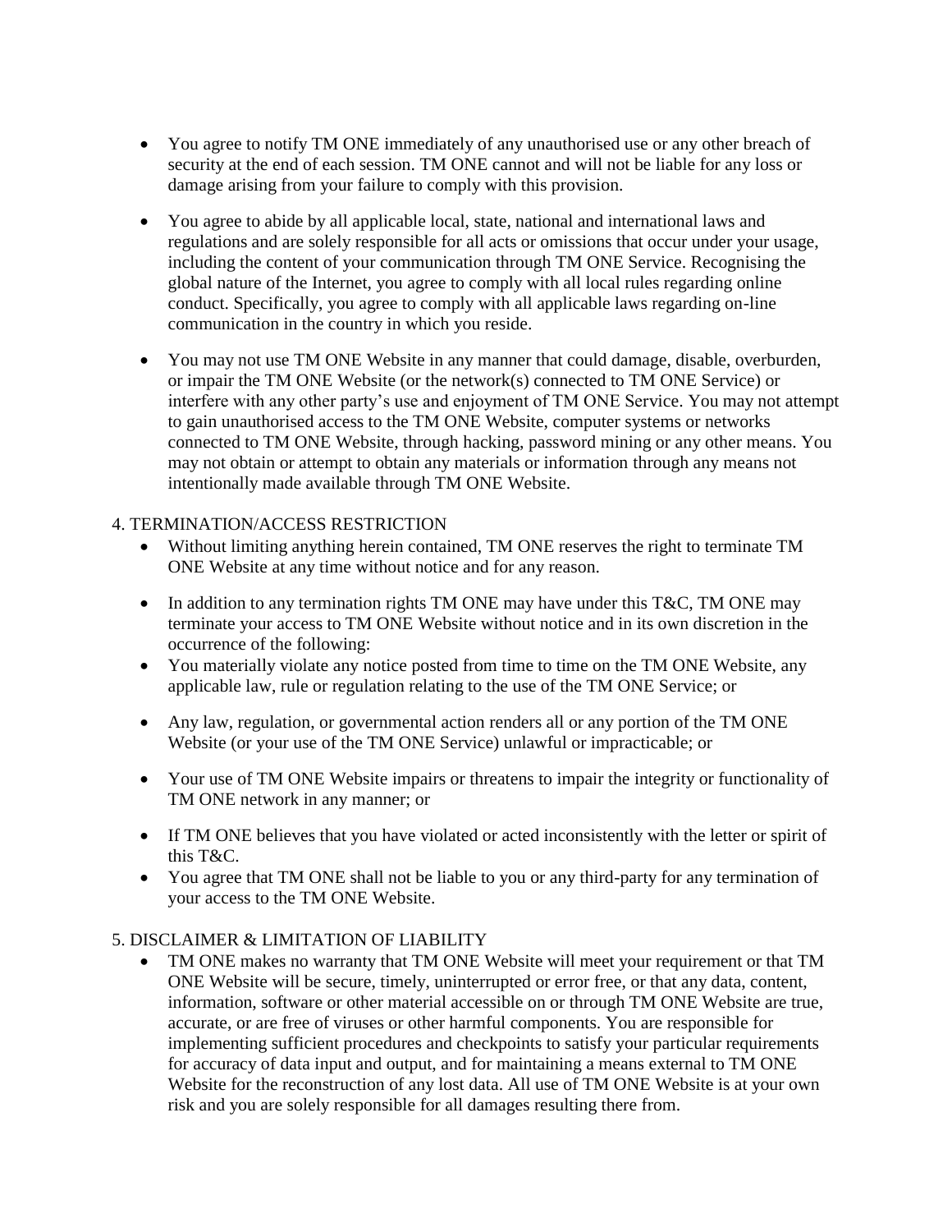- You agree to notify TM ONE immediately of any unauthorised use or any other breach of security at the end of each session. TM ONE cannot and will not be liable for any loss or damage arising from your failure to comply with this provision.

- You agree to abide by all applicable local, state, national and international laws and regulations and are solely responsible for all acts or omissions that occur under your usage, including the content of your communication through TM ONE Service. Recognising the global nature of the Internet, you agree to comply with all local rules regarding online conduct. Specifically, you agree to comply with all applicable laws regarding on-line communication in the country in which you reside.

- You may not use TM ONE Website in any manner that could damage, disable, overburden, or impair the TM ONE Website (or the network(s) connected to TM ONE Service) or interfere with any other party's use and enjoyment of TM ONE Service. You may not attempt to gain unauthorised access to the TM ONE Website, computer systems or networks connected to TM ONE Website, through hacking, password mining or any other means. You may not obtain or attempt to obtain any materials or information through any means not intentionally made available through TM ONE Website.

4. TERMINATION/ACCESS RESTRICTION

- Without limiting anything herein contained, TM ONE reserves the right to terminate TM ONE Website at any time without notice and for any reason.

- In addition to any termination rights TM ONE may have under this T&C, TM ONE may terminate your access to TM ONE Website without notice and in its own discretion in the occurrence of the following:
- You materially violate any notice posted from time to time on the TM ONE Website, any applicable law, rule or regulation relating to the use of the TM ONE Service; or

- Any law, regulation, or governmental action renders all or any portion of the TM ONE Website (or your use of the TM ONE Service) unlawful or impracticable; or

- Your use of TM ONE Website impairs or threatens to impair the integrity or functionality of TM ONE network in any manner; or

- If TM ONE believes that you have violated or acted inconsistently with the letter or spirit of this T&C.
- You agree that TM ONE shall not be liable to you or any third-party for any termination of your access to the TM ONE Website.

5. DISCLAIMER & LIMITATION OF LIABILITY

- TM ONE makes no warranty that TM ONE Website will meet your requirement or that TM ONE Website will be secure, timely, uninterrupted or error free, or that any data, content, information, software or other material accessible on or through TM ONE Website are true, accurate, or are free of viruses or other harmful components. You are responsible for implementing sufficient procedures and checkpoints to satisfy your particular requirements for accuracy of data input and output, and for maintaining a means external to TM ONE Website for the reconstruction of any lost data. All use of TM ONE Website is at your own risk and you are solely responsible for all damages resulting there from.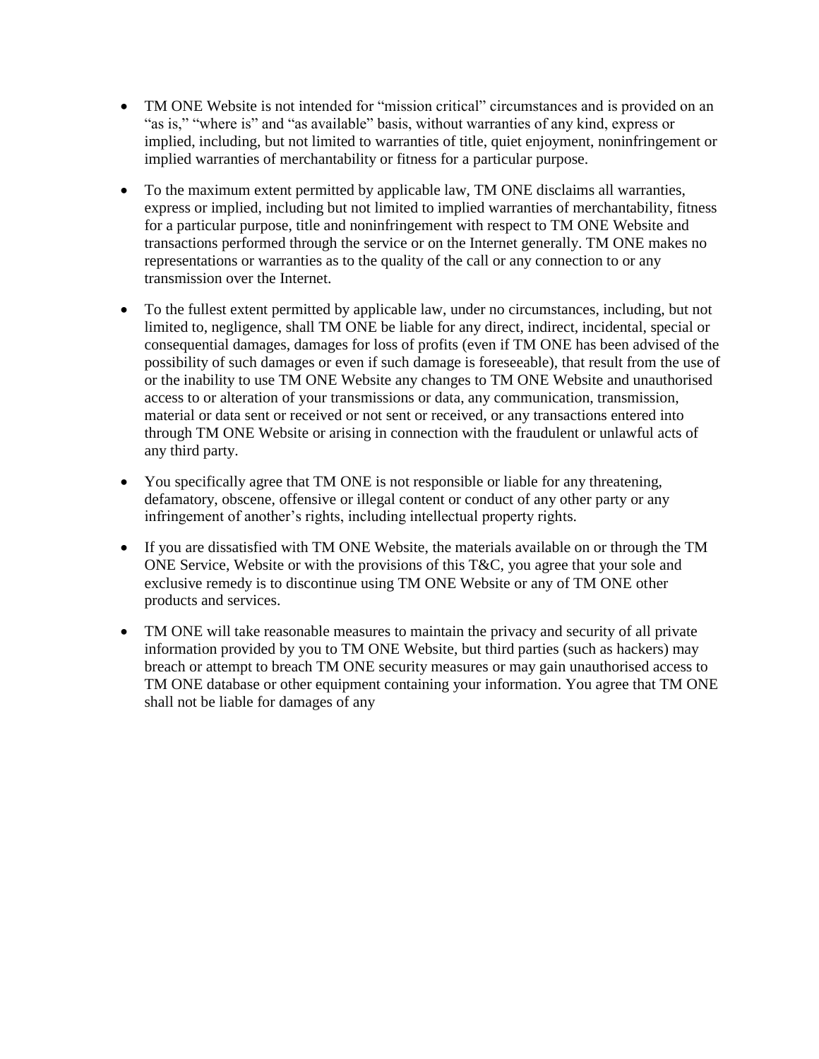- TM ONE Website is not intended for "mission critical" circumstances and is provided on an "as is," "where is" and "as available" basis, without warranties of any kind, express or implied, including, but not limited to warranties of title, quiet enjoyment, noninfringement or implied warranties of merchantability or fitness for a particular purpose.

- To the maximum extent permitted by applicable law, TM ONE disclaims all warranties, express or implied, including but not limited to implied warranties of merchantability, fitness for a particular purpose, title and noninfringement with respect to TM ONE Website and transactions performed through the service or on the Internet generally. TM ONE makes no representations or warranties as to the quality of the call or any connection to or any transmission over the Internet.

- To the fullest extent permitted by applicable law, under no circumstances, including, but not limited to, negligence, shall TM ONE be liable for any direct, indirect, incidental, special or consequential damages, damages for loss of profits (even if TM ONE has been advised of the possibility of such damages or even if such damage is foreseeable), that result from the use of or the inability to use TM ONE Website any changes to TM ONE Website and unauthorised access to or alteration of your transmissions or data, any communication, transmission, material or data sent or received or not sent or received, or any transactions entered into through TM ONE Website or arising in connection with the fraudulent or unlawful acts of any third party.

- You specifically agree that TM ONE is not responsible or liable for any threatening, defamatory, obscene, offensive or illegal content or conduct of any other party or any infringement of another's rights, including intellectual property rights.

- If you are dissatisfied with TM ONE Website, the materials available on or through the TM ONE Service, Website or with the provisions of this T&C, you agree that your sole and exclusive remedy is to discontinue using TM ONE Website or any of TM ONE other products and services.

- TM ONE will take reasonable measures to maintain the privacy and security of all private information provided by you to TM ONE Website, but third parties (such as hackers) may breach or attempt to breach TM ONE security measures or may gain unauthorised access to TM ONE database or other equipment containing your information. You agree that TM ONE shall not be liable for damages of any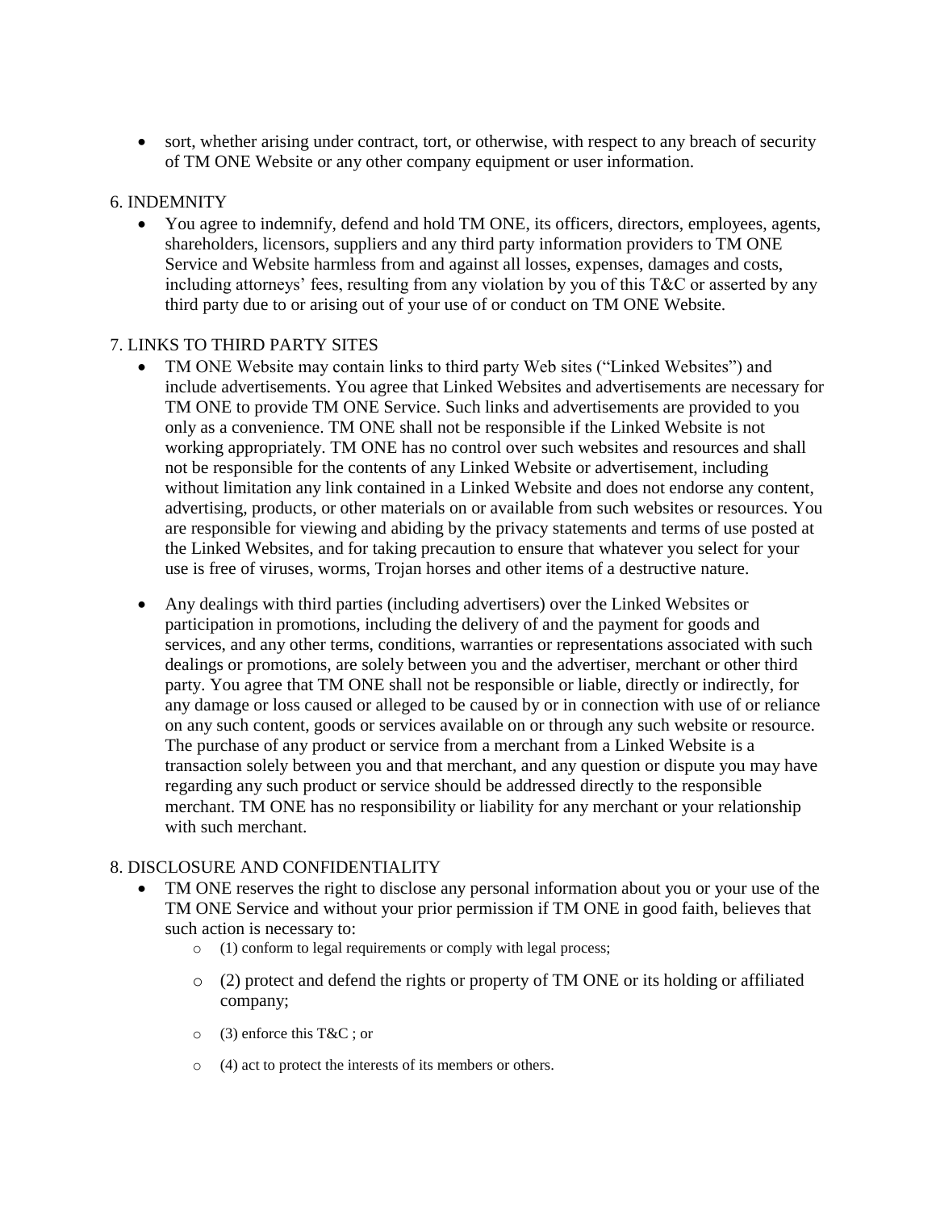- sort, whether arising under contract, tort, or otherwise, with respect to any breach of security of TM ONE Website or any other company equipment or user information.

6. INDEMNITY

- You agree to indemnify, defend and hold TM ONE, its officers, directors, employees, agents, shareholders, licensors, suppliers and any third party information providers to TM ONE Service and Website harmless from and against all losses, expenses, damages and costs, including attorneys' fees, resulting from any violation by you of this T&C or asserted by any third party due to or arising out of your use of or conduct on TM ONE Website.

7. LINKS TO THIRD PARTY SITES

- TM ONE Website may contain links to third party Web sites ("Linked Websites") and include advertisements. You agree that Linked Websites and advertisements are necessary for TM ONE to provide TM ONE Service. Such links and advertisements are provided to you only as a convenience. TM ONE shall not be responsible if the Linked Website is not working appropriately. TM ONE has no control over such websites and resources and shall not be responsible for the contents of any Linked Website or advertisement, including without limitation any link contained in a Linked Website and does not endorse any content, advertising, products, or other materials on or available from such websites or resources. You are responsible for viewing and abiding by the privacy statements and terms of use posted at the Linked Websites, and for taking precaution to ensure that whatever you select for your use is free of viruses, worms, Trojan horses and other items of a destructive nature.

- Any dealings with third parties (including advertisers) over the Linked Websites or participation in promotions, including the delivery of and the payment for goods and services, and any other terms, conditions, warranties or representations associated with such dealings or promotions, are solely between you and the advertiser, merchant or other third party. You agree that TM ONE shall not be responsible or liable, directly or indirectly, for any damage or loss caused or alleged to be caused by or in connection with use of or reliance on any such content, goods or services available on or through any such website or resource. The purchase of any product or service from a merchant from a Linked Website is a transaction solely between you and that merchant, and any question or dispute you may have regarding any such product or service should be addressed directly to the responsible merchant. TM ONE has no responsibility or liability for any merchant or your relationship with such merchant.

8. DISCLOSURE AND CONFIDENTIALITY

- TM ONE reserves the right to disclose any personal information about you or your use of the TM ONE Service and without your prior permission if TM ONE in good faith, believes that such action is necessary to:
  - (1) conform to legal requirements or comply with legal process;
  - (2) protect and defend the rights or property of TM ONE or its holding or affiliated company;
  - (3) enforce this T&C ; or
  - (4) act to protect the interests of its members or others.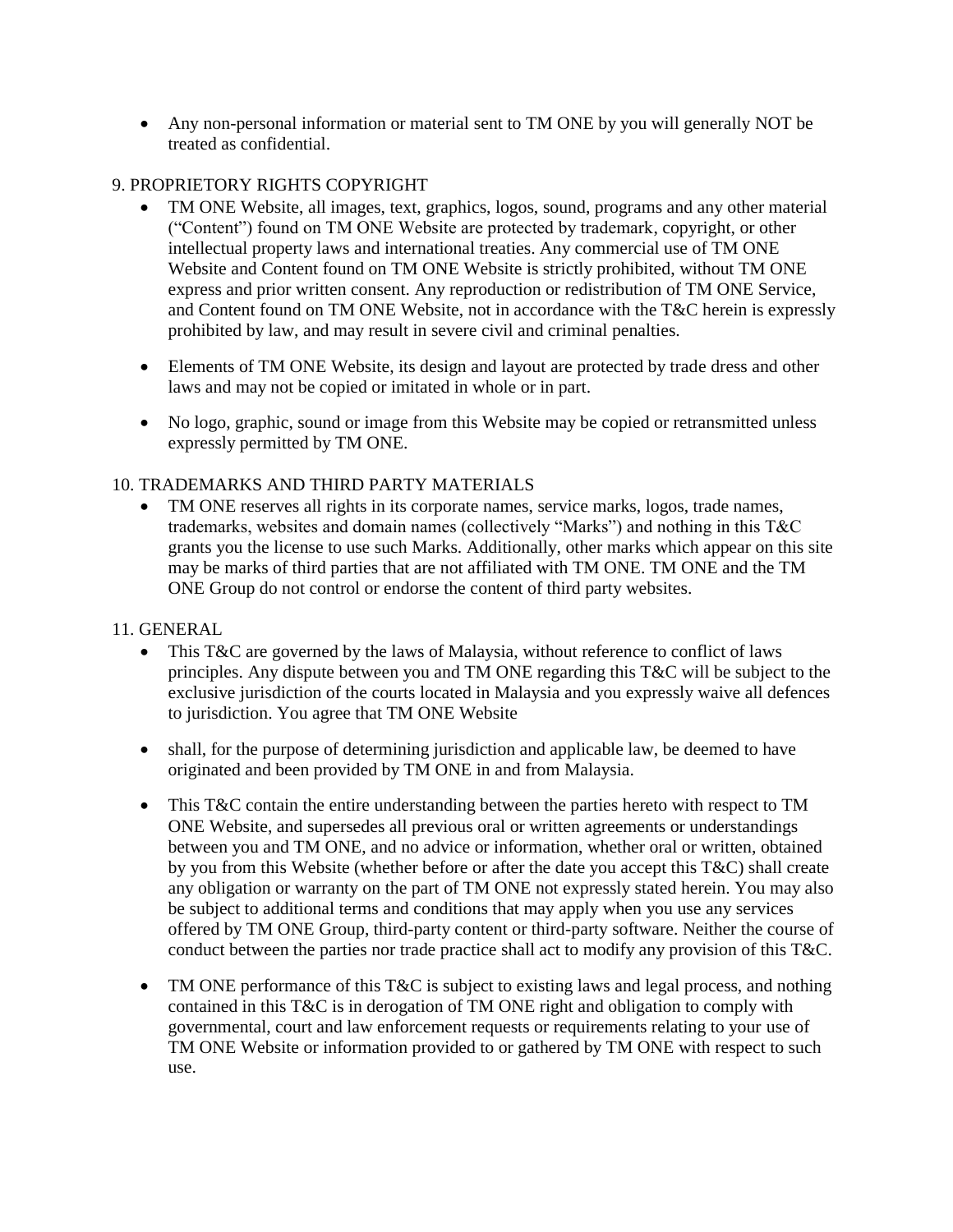- Any non-personal information or material sent to TM ONE by you will generally NOT be treated as confidential.

## 9. PROPRIETORY RIGHTS COPYRIGHT

- TM ONE Website, all images, text, graphics, logos, sound, programs and any other material ("Content") found on TM ONE Website are protected by trademark, copyright, or other intellectual property laws and international treaties. Any commercial use of TM ONE Website and Content found on TM ONE Website is strictly prohibited, without TM ONE express and prior written consent. Any reproduction or redistribution of TM ONE Service, and Content found on TM ONE Website, not in accordance with the T&C herein is expressly prohibited by law, and may result in severe civil and criminal penalties.

- Elements of TM ONE Website, its design and layout are protected by trade dress and other laws and may not be copied or imitated in whole or in part.

- No logo, graphic, sound or image from this Website may be copied or retransmitted unless expressly permitted by TM ONE.

## 10. TRADEMARKS AND THIRD PARTY MATERIALS

- TM ONE reserves all rights in its corporate names, service marks, logos, trade names, trademarks, websites and domain names (collectively "Marks") and nothing in this T&C grants you the license to use such Marks. Additionally, other marks which appear on this site may be marks of third parties that are not affiliated with TM ONE. TM ONE and the TM ONE Group do not control or endorse the content of third party websites.

## 11. GENERAL

- This T&C are governed by the laws of Malaysia, without reference to conflict of laws principles. Any dispute between you and TM ONE regarding this T&C will be subject to the exclusive jurisdiction of the courts located in Malaysia and you expressly waive all defences to jurisdiction. You agree that TM ONE Website

- shall, for the purpose of determining jurisdiction and applicable law, be deemed to have originated and been provided by TM ONE in and from Malaysia.

- This T&C contain the entire understanding between the parties hereto with respect to TM ONE Website, and supersedes all previous oral or written agreements or understandings between you and TM ONE, and no advice or information, whether oral or written, obtained by you from this Website (whether before or after the date you accept this T&C) shall create any obligation or warranty on the part of TM ONE not expressly stated herein. You may also be subject to additional terms and conditions that may apply when you use any services offered by TM ONE Group, third-party content or third-party software. Neither the course of conduct between the parties nor trade practice shall act to modify any provision of this T&C.

- TM ONE performance of this T&C is subject to existing laws and legal process, and nothing contained in this T&C is in derogation of TM ONE right and obligation to comply with governmental, court and law enforcement requests or requirements relating to your use of TM ONE Website or information provided to or gathered by TM ONE with respect to such use.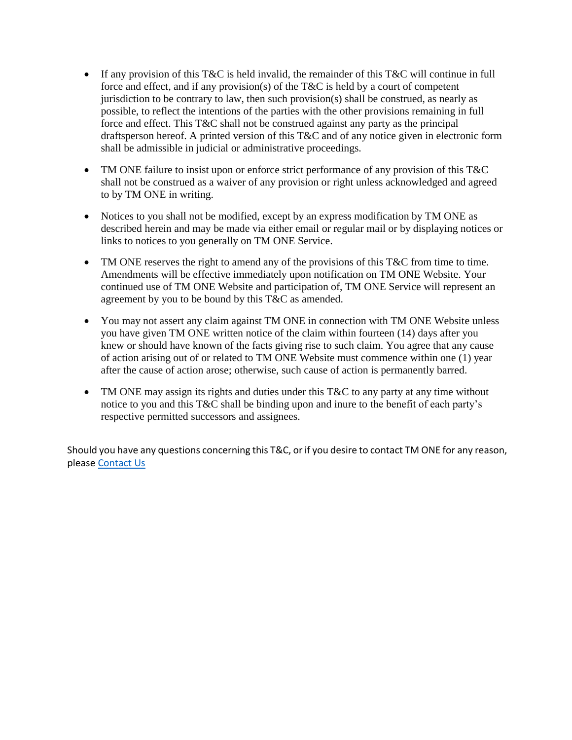- If any provision of this T&C is held invalid, the remainder of this T&C will continue in full force and effect, and if any provision(s) of the T&C is held by a court of competent jurisdiction to be contrary to law, then such provision(s) shall be construed, as nearly as possible, to reflect the intentions of the parties with the other provisions remaining in full force and effect. This T&C shall not be construed against any party as the principal draftsperson hereof. A printed version of this T&C and of any notice given in electronic form shall be admissible in judicial or administrative proceedings.

- TM ONE failure to insist upon or enforce strict performance of any provision of this T&C shall not be construed as a waiver of any provision or right unless acknowledged and agreed to by TM ONE in writing.

- Notices to you shall not be modified, except by an express modification by TM ONE as described herein and may be made via either email or regular mail or by displaying notices or links to notices to you generally on TM ONE Service.

- TM ONE reserves the right to amend any of the provisions of this T&C from time to time. Amendments will be effective immediately upon notification on TM ONE Website. Your continued use of TM ONE Website and participation of, TM ONE Service will represent an agreement by you to be bound by this T&C as amended.

- You may not assert any claim against TM ONE in connection with TM ONE Website unless you have given TM ONE written notice of the claim within fourteen (14) days after you knew or should have known of the facts giving rise to such claim. You agree that any cause of action arising out of or related to TM ONE Website must commence within one (1) year after the cause of action arose; otherwise, such cause of action is permanently barred.

- TM ONE may assign its rights and duties under this T&C to any party at any time without notice to you and this T&C shall be binding upon and inure to the benefit of each party's respective permitted successors and assignees.

Should you have any questions concerning this T&C, or if you desire to contact TM ONE for any reason, please Contact Us